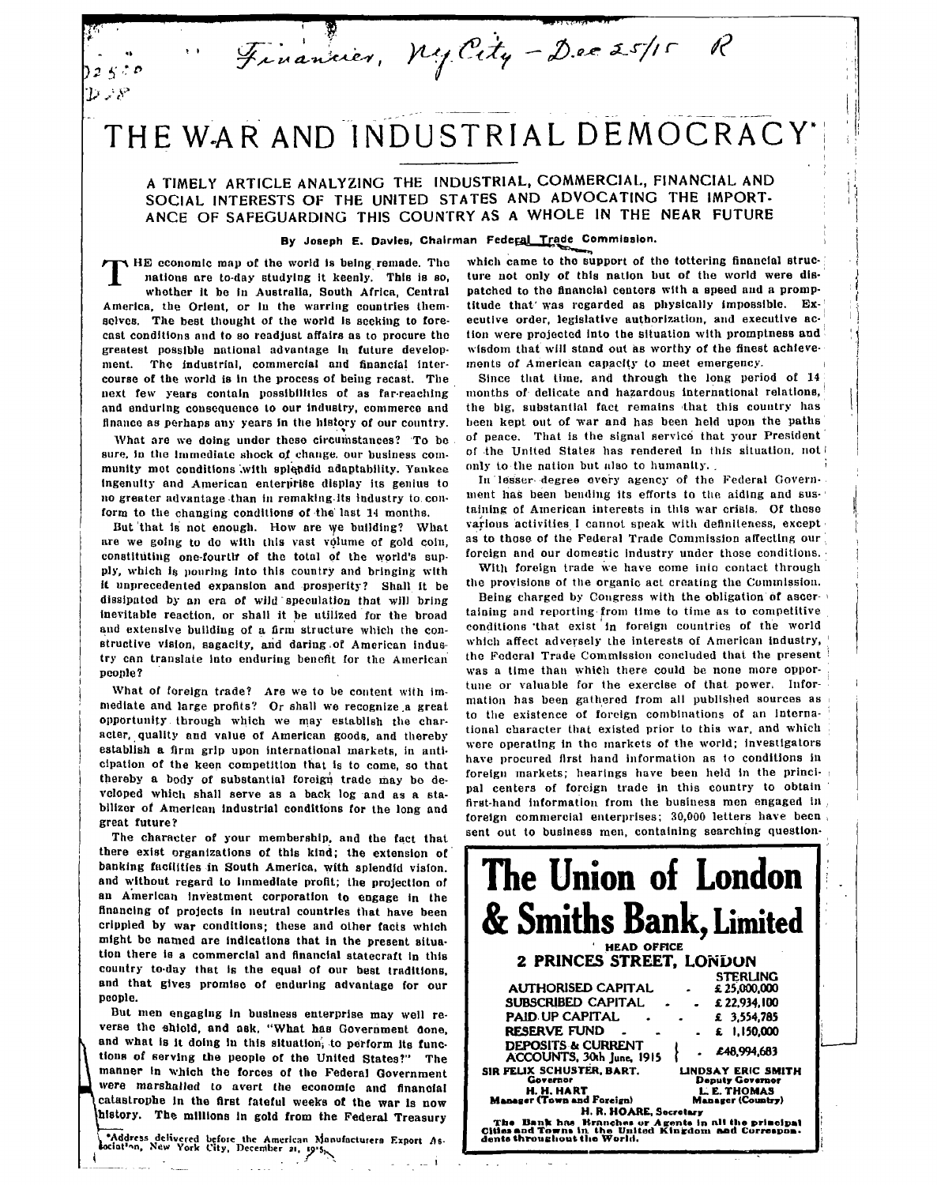Financier, N.Y. City - Dec 25/15 R

# THE WAR AND INDUSTRIAL DEMOCRACY*

### A TIMELY ARTICLE ANALYZING THE INDUSTRIAL, COMMERCIAL, FINANCIAL AND SOCIAL INTERESTS OF THE UNITED STATES AND ADVOCATING THE IMPORTANCE OF SAFEGUARDING THIS COUNTRY AS A WHOLE IN THE NEAR FUTURE

**By Joseph E. Davies, Chairman Federal Trade Commission.**

THE economic map of the world is being remade. The nations are to-day studying it keenly. This is so, whether it be in Australia, South Africa, Central America, the Orient, or in the warring countries themselves. The best thought of the world is seeking to forecast conditions and to so readjust affairs as to procure the greatest possible national advantage in future development. The industrial, commercial and financial intercourse of the world is in the process of being recast. The next few years contain possibilities of as far-reaching and enduring consequence to our industry, commerce and finance as perhaps any years in the history of our country.

What are we doing under these circumstances? To be sure, in the immediate shock of change, our business community met conditions with splendid adaptability. Yankee ingenuity and American enterprise display its genius to no greater advantage than in remaking its industry to conform to the changing conditions of the last 14 months.

But that is not enough. How are we building? What are we going to do with this vast volume of gold coin, constituting one-fourth of the total of the world's supply, which is pouring into this country and bringing with it unprecedented expansion and prosperity? Shall it be dissipated by an era of wild speculation that will bring inevitable reaction, or shall it be utilized for the broad and extensive building of a firm structure which the constructive vision, sagacity, and daring of American industry can translate into enduring benefit for the American people?

What of foreign trade? Are we to be content with immediate and large profits? Or shall we recognize a great opportunity through which we may establish the character, quality and value of American goods, and thereby establish a firm grip upon international markets, in anticipation of the keen competition that is to come, so that thereby a body of substantial foreign trade may be developed which shall serve as a back log and as a stabilizer of American industrial conditions for the long and great future?

The character of your membership, and the fact that there exist organizations of this kind; the extension of banking facilities in South America, with splendid vision, and without regard to immediate profit; the projection of an American investment corporation to engage in the financing of projects in neutral countries that have been crippled by war conditions; these and other facts which might be named are indications that in the present situation there is a commercial and financial statecraft in this country to-day that is the equal of our best traditions, and that gives promise of enduring advantage for our people.

But men engaging in business enterprise may well reverse the shield, and ask, "What has Government done, and what is it doing in this situation, to perform its functions of serving the people of the United States?" The manner in which the forces of the Federal Government were marshalled to avert the economic and financial catastrophe in the first fateful weeks of the war is now history. The millions in gold from the Federal Treasury which came to the support of the tottering financial structure not only of this nation but of the world were dispatched to the financial centers with a speed and a promptitude that was regarded as physically impossible. Executive order, legislative authorization, and executive action were projected into the situation with promptness and wisdom that will stand out as worthy of the finest achievements of American capacity to meet emergency.

Since that time, and through the long period of 14 months of delicate and hazardous international relations, the big, substantial fact remains that this country has been kept out of war and has been held upon the paths of peace. That is the signal service that your President of the United States has rendered in this situation, not only to the nation but also to humanity.

In lesser degree every agency of the Federal Government has been bending its efforts to the aiding and sustaining of American interests in this war crisis. Of these various activities I cannot speak with definiteness, except as to those of the Federal Trade Commission affecting our foreign and our domestic industry under those conditions.

With foreign trade we have come into contact through the provisions of the organic act creating the Commission.

Being charged by Congress with the obligation of ascertaining and reporting from time to time as to competitive conditions that exist in foreign countries of the world which affect adversely the interests of American industry, the Federal Trade Commission concluded that the present was a time than which there could be none more opportune or valuable for the exercise of that power. Information has been gathered from all published sources as to the existence of foreign combinations of an international character that existed prior to this war, and which were operating in the markets of the world; investigators have procured first hand information as to conditions in foreign markets; hearings have been held in the principal centers of foreign trade in this country to obtain first-hand information from the business men engaged in foreign commercial enterprises; 30,000 letters have been sent out to business men, containing searching question-

*Address delivered before the American Manufacturers Export Association, New York City, December 21, 1915.

---

# The Union of London & Smiths Bank, Limited

**HEAD OFFICE**
**2 PRINCES STREET, LONDON**

| | STERLING |
|---|---|
| AUTHORISED CAPITAL | £ 25,000,000 |
| SUBSCRIBED CAPITAL | £ 22,934,100 |
| PAID UP CAPITAL | £ 3,554,785 |
| RESERVE FUND | £ 1,150,000 |
| DEPOSITS & CURRENT ACCOUNTS, 30th June, 1915 | £48,994,683 |

**SIR FELIX SCHUSTER, BART.**, Governor — **LINDSAY ERIC SMITH**, Deputy Governor
**H. H. HART**, Manager (Town and Foreign) — **L. E. THOMAS**, Manager (Country)
**H. R. HOARE**, Secretary

The Bank has Branches or Agents in all the principal Cities and Towns in the United Kingdom and Correspondents throughout the World.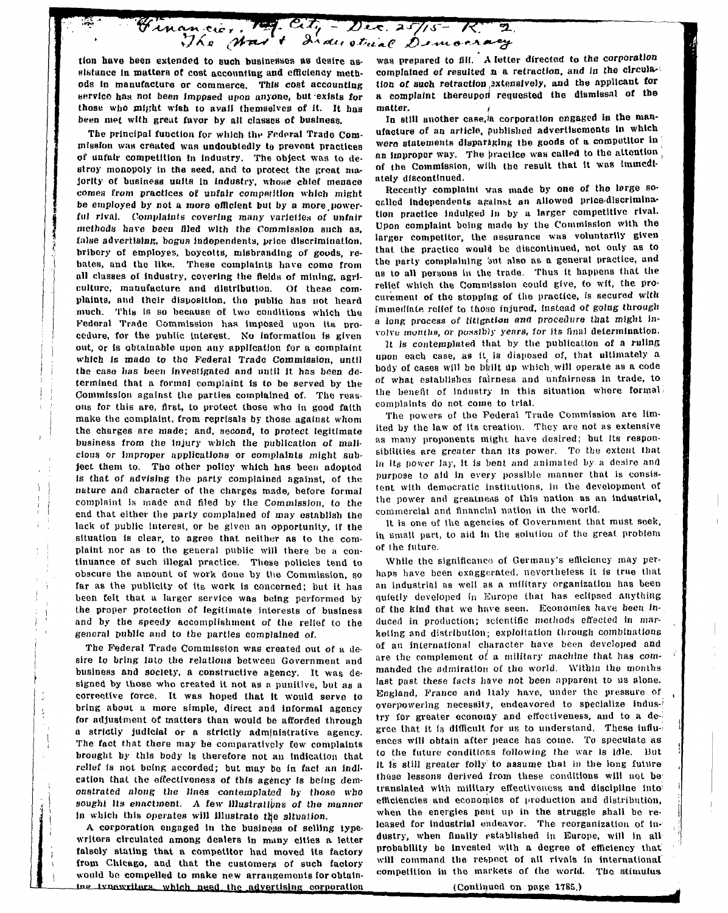Financier, N.Y. City - Dec. 25/15 - R. 2.
The War & Industrial Democracy

tion have been extended to such businesses as desire assistance in matters of cost accounting and efficiency methods in manufacture or commerce. This cost accounting service has not been impqsed upon anyone, but exists for those who might wish to avail themselves of it. It has been met with great favor by all classes of business.

The principal function for which the Federal Trade Commission was created was undoubtedly to prevent practices of unfair competition in industry. The object was to destroy monopoly in the seed, and to protect the great majority of business units in industry, whose chief menace comes from practices of unfair competition which might be employed by not a more efficient but by a more powerful rival. Complaints covering many varieties of unfair methods have been filed with the Commission such as, false advertising, bogus independents, price discrimination, bribery of employes, boycotts, misbranding of goods, rebates, and the like. These complaints have come from all classes of industry, covering the fields of mining, agriculture, manufacture and distribution. Of these complaints, and their disposition, the public has not heard much. This is so because of two conditions which the Federal Trade Commission has imposed upon its procedure, for the public interest. No information is given out, or is obtainable upon any application for a complaint which is made to the Federal Trade Commission, until the case has been investigated and until it has been determined that a formal complaint is to be served by the Commission against the parties complained of. The reasons for this are, first, to protect those who in good faith make the complaint, from reprisals by those against whom the charges are made; and, second, to protect legitimate business from the injury which the publication of malicious or improper applications or complaints might subject them to. The other policy which has been adopted is that of advising the party complained against, of the nature and character of the charges made, before formal complaint is made and filed by the Commission, to the end that either the party complained of may establish the lack of public interest, or be given an opportunity, if the situation is clear, to agree that neither as to the complaint nor as to the general public will there be a continuance of such illegal practice. These policies tend to obscure the amount of work done by the Commission, so far as the publicity of its work is concerned; but it has been felt that a larger service was being performed by the proper protection of legitimate interests of business and by the speedy accomplishment of the relief to the general public and to the parties complained of.

The Federal Trade Commission was created out of a desire to bring into the relations between Government and business and society, a constructive agency. It was designed by those who created it not as a punitive, but as a corrective force. It was hoped that it would serve to bring about a more simple, direct and informal agency for adjustment of matters than would be afforded through a strictly judicial or a strictly administrative agency. The fact that there may be comparatively few complaints brought by this body is therefore not an indication that relief is not being accorded; but may be in fact an indication that the effectiveness of this agency is being demonstrated along the lines contemplated by those who sought its enactment. A few illustrations of the manner in which this operates will illustrate the situation.

A corporation engaged in the business of selling typewriters circulated among dealers in many cities a letter falsely stating that a competitor had moved its factory from Chicago, and that the customers of such factory would be compelled to make new arrangements for obtaining typewriters, which need, the advertising corporation was prepared to fill. A letter directed to the corporation complained of resulted n a retraction, and in the circulation of such retraction extensively, and the applicant for a complaint thereupon requested the dismissal of the matter.

In still another case, a corporation engaged in the manufacture of an article, published advertisements in which were statements disparaging the goods of a competitor in an improper way. The practice was called to the attention of the Commission, with the result that it was immediately discontinued.

Recently complaint was made by one of the large socalled independents against an allowed price-discrimination practice indulged in by a larger competitive rival. Upon complaint being made by the Commission with the larger competitor, the assurance was voluntarily given that the practice would be discontinued, not only as to the party complaining but also as a general practice, and as to all persons in the trade. Thus it happens that the relief which the Commission could give, to wit, the procurement of the stopping of the practice, is secured with immediate relief to those injured, instead of going through a long process of litigation and procedure that might involve months, or possibly years, for its final determination.

It is contemplated that by the publication of a ruling upon each case, as it is disposed of, that ultimately a body of cases will be built up which will operate as a code of what establishes fairness and unfairness in trade, to the benefit of industry in this situation where formal complaints do not come to trial.

The powers of the Federal Trade Commission are limited by the law of its creation. They are not as extensive as many proponents might have desired; but its responsibilities are greater than its power. To the extent that in its power lay, it is bent and animated by a desire and purpose to aid in every possible manner that is consistent with democratic institutions, in the development of the power and greatness of this nation as an industrial, commercial and financial nation in the world.

It is one of the agencies of Government that must seek, in small part, to aid in the solution of the great problem of the future.

While the significance of Germany's efficiency may perhaps have been exaggerated, nevertheless it is true that an industrial as well as a military organization has been quietly developed in Europe that has eclipsed anything of the kind that we have seen. Economies have been induced in production; scientific methods effected in marketing and distribution; exploitation through combinations of an international character have been developed and are the complement of a military machine that has commanded the admiration of the world. Within the months last past these facts have not been apparent to us alone. England, France and Italy have, under the pressure of overpowering necessity, endeavored to specialize industry for greater economy and effectiveness, and to a degree that it is difficult for us to understand. These influences will obtain after peace has come. To speculate as to the future conditions following the war is idle. But it is still greater folly to assume that in the long future these lessons derived from these conditions will not be translated with military effectiveness and discipline into efficiencies and economies of production and distribution, when the energies pent up in the struggle shall be released for industrial endeavor. The reorganization of industry, when finally established in Europe, will in all probability be invested with a degree of efficiency that will command the respect of all rivals in international competition in the markets of the world. The stimulus

(Continued on page 1785.)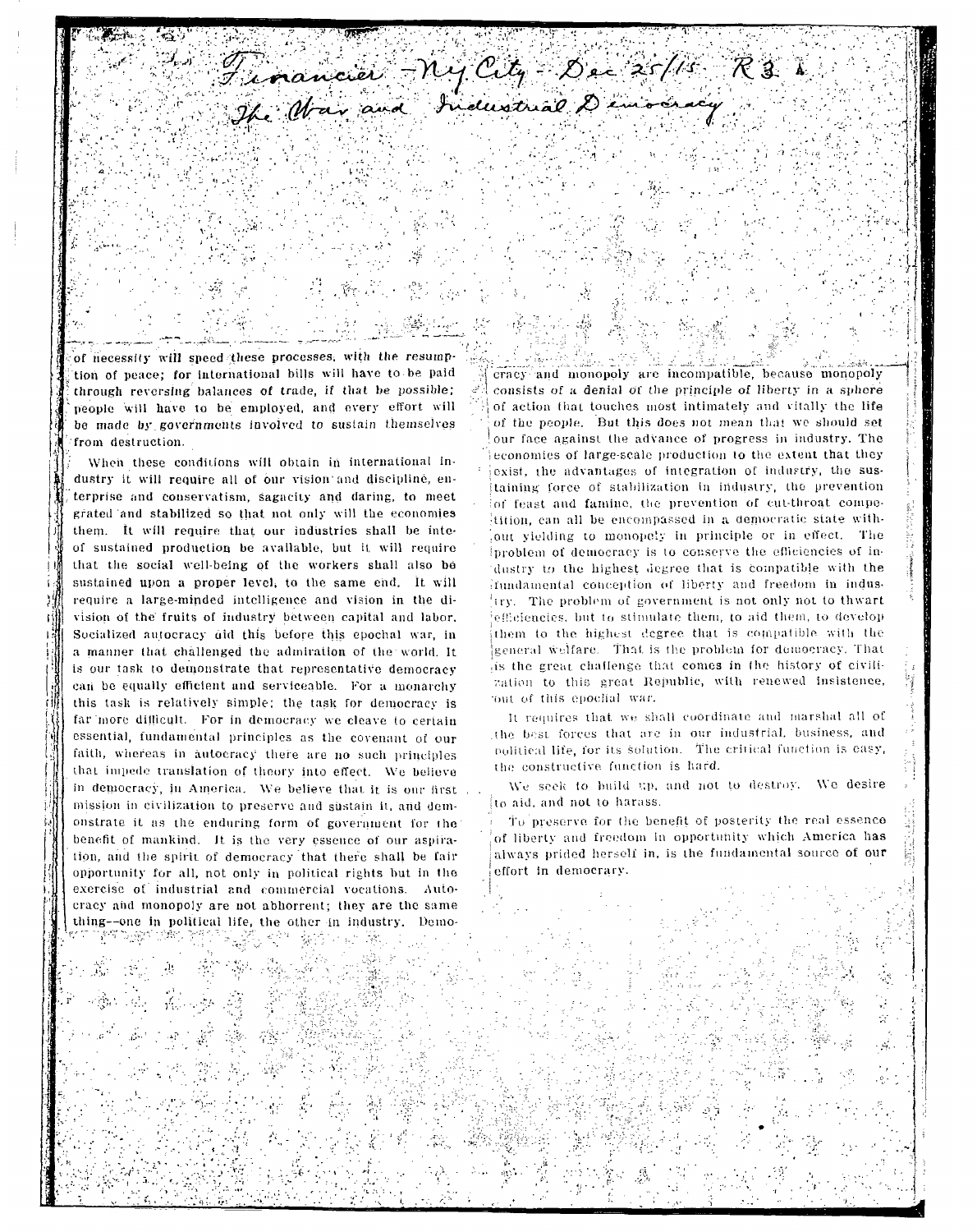Financier - NY City - Dec 25/15 R3

The War and Industrial Democracy

of necessity will speed these processes, with the resumption of peace; for international bills will have to be paid through reversing balances of trade, if that be possible; people will have to be employed, and every effort will be made by governments involved to sustain themselves from destruction.

When these conditions will obtain in international industry it will require all of our vision and discipline, enterprise and conservatism, sagacity and daring, to meet grated and stabilized so that not only will the economies them. It will require that our industries shall be inte- of sustained production be available, but it will require that the social well-being of the workers shall also be sustained upon a proper level, to the same end. It will require a large-minded intelligence and vision in the division of the fruits of industry between capital and labor. Socialized autocracy did this before this epochal war, in a manner that challenged the admiration of the world. It is our task to demonstrate that representative democracy can be equally efficient and serviceable. For a monarchy this task is relatively simple; the task for democracy is far more difficult. For in democracy we cleave to certain essential, fundamental principles as the covenant of our faith, whereas in autocracy there are no such principles that impede translation of theory into effect. We believe in democracy, in America. We believe that it is our first mission in civilization to preserve and sustain it, and demonstrate it as the enduring form of government for the benefit of mankind. It is the very essence of our aspiration, and the spirit of democracy that there shall be fair opportunity for all, not only in political rights but in the exercise of industrial and commercial vocations. Autocracy and monopoly are not abhorrent; they are the same thing--one in political life, the other in industry. Democracy and monopoly are incompatible, because monopoly consists of a denial of the principle of liberty in a sphere of action that touches most intimately and vitally the life of the people. But this does not mean that we should set our face against the advance of progress in industry. The economies of large-scale production to the extent that they exist, the advantages of integration of industry, the sustaining force of stabilization in industry, the prevention of feast and famine, the prevention of cut-throat competition, can all be encompassed in a democratic state without yielding to monopoly in principle or in effect. The problem of democracy is to conserve the efficiencies of industry to the highest degree that is compatible with the fundamental conception of liberty and freedom in industry. The problem of government is not only not to thwart efficiencies, but to stimulate them, to aid them, to develop them to the highest degree that is compatible with the general welfare. That is the problem for democracy. That is the great challenge that comes in the history of civilization to this great Republic, with renewed insistence, out of this epochal war.

It requires that we shall coordinate and marshal all of the best forces that are in our industrial, business, and political life, for its solution. The critical function is easy, the constructive function is hard.

We seek to build up, and not to destroy. We desire to aid, and not to harass.

To preserve for the benefit of posterity the real essence of liberty and freedom in opportunity which America has always prided herself in, is the fundamental source of our effort in democracy.